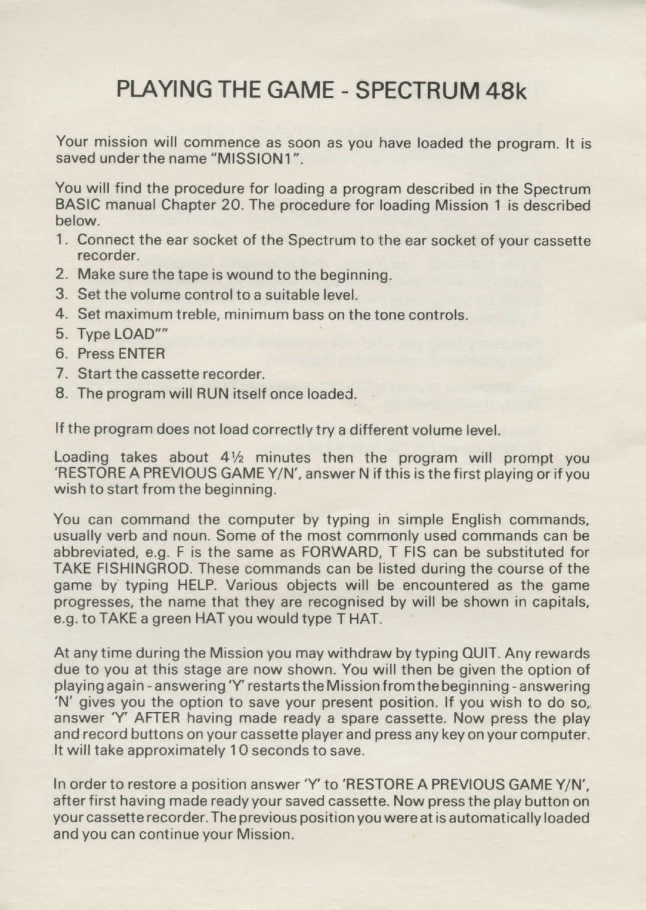# PLAYING THE GAME - SPECTRUM 48k

Your mission will commence as soon as you have loaded the program. It is saved under the name "MISSION1".

You will find the procedure for loading a program described in the Spectrum BASIC manual Chapter 20. The procedure for loading Mission 1 is described below.

1. Connect the ear socket of the Spectrum to the ear socket of your cassette recorder.
2. Make sure the tape is wound to the beginning.
3. Set the volume control to a suitable level.
4. Set maximum treble, minimum bass on the tone controls.
5. Type LOAD""
6. Press ENTER
7. Start the cassette recorder.
8. The program will RUN itself once loaded.

If the program does not load correctly try a different volume level.

Loading takes about 4½ minutes then the program will prompt you 'RESTORE A PREVIOUS GAME Y/N', answer N if this is the first playing or if you wish to start from the beginning.

You can command the computer by typing in simple English commands, usually verb and noun. Some of the most commonly used commands can be abbreviated, e.g. F is the same as FORWARD, T FIS can be substituted for TAKE FISHINGROD. These commands can be listed during the course of the game by typing HELP. Various objects will be encountered as the game progresses, the name that they are recognised by will be shown in capitals, e.g. to TAKE a green HAT you would type T HAT.

At any time during the Mission you may withdraw by typing QUIT. Any rewards due to you at this stage are now shown. You will then be given the option of playing again - answering 'Y' restarts the Mission from the beginning - answering 'N' gives you the option to save your present position. If you wish to do so, answer 'Y' AFTER having made ready a spare cassette. Now press the play and record buttons on your cassette player and press any key on your computer. It will take approximately 10 seconds to save.

In order to restore a position answer 'Y' to 'RESTORE A PREVIOUS GAME Y/N', after first having made ready your saved cassette. Now press the play button on your cassette recorder. The previous position you were at is automatically loaded and you can continue your Mission.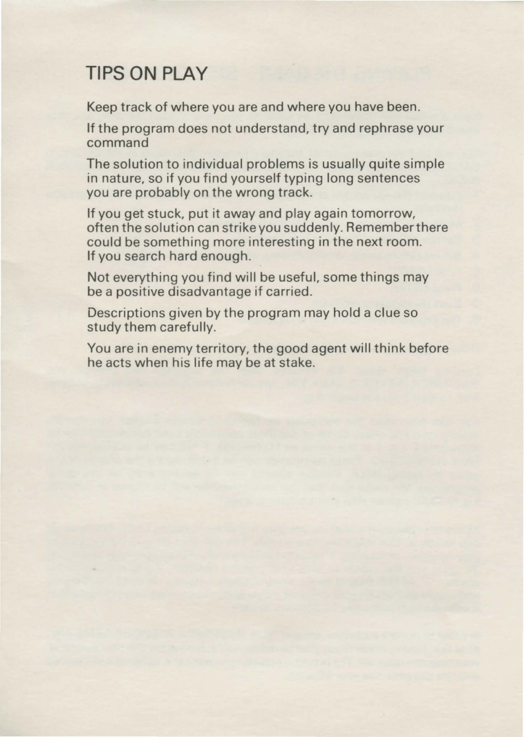# TIPS ON PLAY

Keep track of where you are and where you have been.

If the program does not understand, try and rephrase your command

The solution to individual problems is usually quite simple in nature, so if you find yourself typing long sentences you are probably on the wrong track.

If you get stuck, put it away and play again tomorrow, often the solution can strike you suddenly. Remember there could be something more interesting in the next room. If you search hard enough.

Not everything you find will be useful, some things may be a positive disadvantage if carried.

Descriptions given by the program may hold a clue so study them carefully.

You are in enemy territory, the good agent will think before he acts when his life may be at stake.